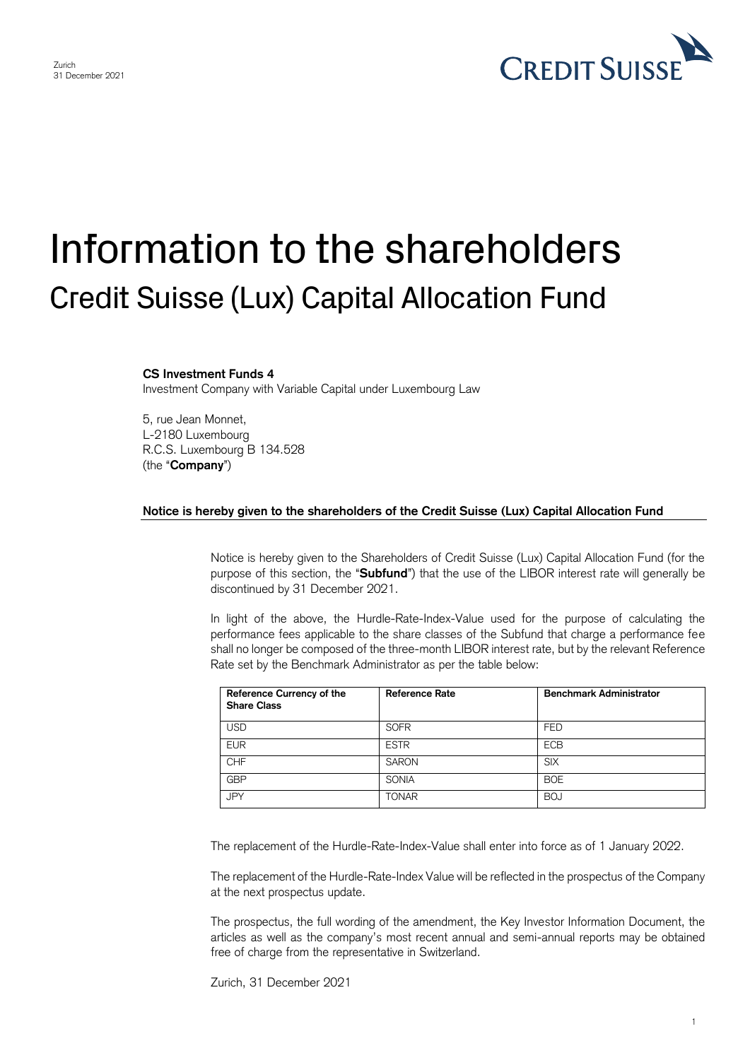Zurich
31 December 2021

CREDIT SUISSE

# Information to the shareholders

## Credit Suisse (Lux) Capital Allocation Fund

**CS Investment Funds 4**
Investment Company with Variable Capital under Luxembourg Law

5, rue Jean Monnet,
L-2180 Luxembourg
R.C.S. Luxembourg B 134.528
(the "**Company**")

**Notice is hereby given to the shareholders of the Credit Suisse (Lux) Capital Allocation Fund**

Notice is hereby given to the Shareholders of Credit Suisse (Lux) Capital Allocation Fund (for the purpose of this section, the "**Subfund**") that the use of the LIBOR interest rate will generally be discontinued by 31 December 2021.

In light of the above, the Hurdle-Rate-Index-Value used for the purpose of calculating the performance fees applicable to the share classes of the Subfund that charge a performance fee shall no longer be composed of the three-month LIBOR interest rate, but by the relevant Reference Rate set by the Benchmark Administrator as per the table below:

| Reference Currency of the Share Class | Reference Rate | Benchmark Administrator |
|---|---|---|
| USD | SOFR | FED |
| EUR | ESTR | ECB |
| CHF | SARON | SIX |
| GBP | SONIA | BOE |
| JPY | TONAR | BOJ |

The replacement of the Hurdle-Rate-Index-Value shall enter into force as of 1 January 2022.

The replacement of the Hurdle-Rate-Index Value will be reflected in the prospectus of the Company at the next prospectus update.

The prospectus, the full wording of the amendment, the Key Investor Information Document, the articles as well as the company's most recent annual and semi-annual reports may be obtained free of charge from the representative in Switzerland.

Zurich, 31 December 2021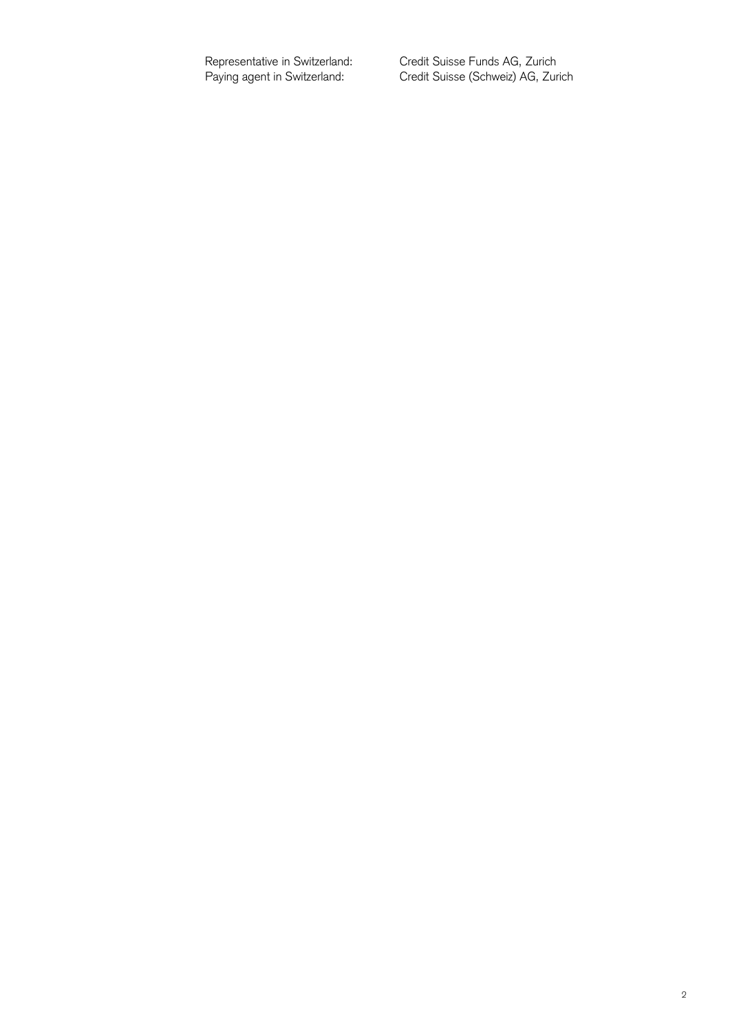| | |
|---|---|
| Representative in Switzerland: | Credit Suisse Funds AG, Zurich |
| Paying agent in Switzerland: | Credit Suisse (Schweiz) AG, Zurich |